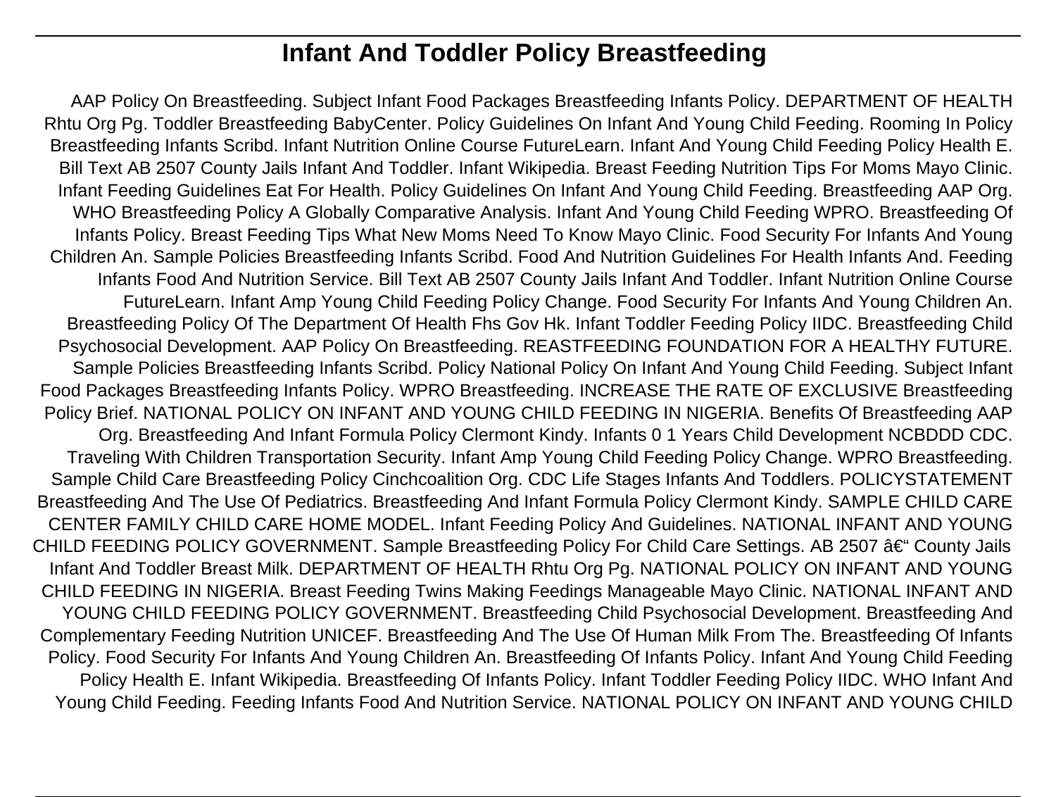# Infant And Toddler Policy Breastfeeding

AAP Policy On Breastfeeding. Subject Infant Food Packages Breastfeeding Infants Policy. DEPARTMENT OF HEALTH Rhtu Org Pg. Toddler Breastfeeding BabyCenter. Policy Guidelines On Infant And Young Child Feeding. Rooming In Policy Breastfeeding Infants Scribd. Infant Nutrition Online Course FutureLearn. Infant And Young Child Feeding Policy Health E. Bill Text AB 2507 County Jails Infant And Toddler. Infant Wikipedia. Breast Feeding Nutrition Tips For Moms Mayo Clinic. Infant Feeding Guidelines Eat For Health. Policy Guidelines On Infant And Young Child Feeding. Breastfeeding AAP Org. WHO Breastfeeding Policy A Globally Comparative Analysis. Infant And Young Child Feeding WPRO. Breastfeeding Of Infants Policy. Breast Feeding Tips What New Moms Need To Know Mayo Clinic. Food Security For Infants And Young Children An. Sample Policies Breastfeeding Infants Scribd. Food And Nutrition Guidelines For Health Infants And. Feeding Infants Food And Nutrition Service. Bill Text AB 2507 County Jails Infant And Toddler. Infant Nutrition Online Course FutureLearn. Infant Amp Young Child Feeding Policy Change. Food Security For Infants And Young Children An. Breastfeeding Policy Of The Department Of Health Fhs Gov Hk. Infant Toddler Feeding Policy IIDC. Breastfeeding Child Psychosocial Development. AAP Policy On Breastfeeding. REASTFEEDING FOUNDATION FOR A HEALTHY FUTURE. Sample Policies Breastfeeding Infants Scribd. Policy National Policy On Infant And Young Child Feeding. Subject Infant Food Packages Breastfeeding Infants Policy. WPRO Breastfeeding. INCREASE THE RATE OF EXCLUSIVE Breastfeeding Policy Brief. NATIONAL POLICY ON INFANT AND YOUNG CHILD FEEDING IN NIGERIA. Benefits Of Breastfeeding AAP Org. Breastfeeding And Infant Formula Policy Clermont Kindy. Infants 0 1 Years Child Development NCBDDD CDC. Traveling With Children Transportation Security. Infant Amp Young Child Feeding Policy Change. WPRO Breastfeeding. Sample Child Care Breastfeeding Policy Cinchcoalition Org. CDC Life Stages Infants And Toddlers. POLICYSTATEMENT Breastfeeding And The Use Of Pediatrics. Breastfeeding And Infant Formula Policy Clermont Kindy. SAMPLE CHILD CARE CENTER FAMILY CHILD CARE HOME MODEL. Infant Feeding Policy And Guidelines. NATIONAL INFANT AND YOUNG CHILD FEEDING POLICY GOVERNMENT. Sample Breastfeeding Policy For Child Care Settings. AB 2507 â€" County Jails Infant And Toddler Breast Milk. DEPARTMENT OF HEALTH Rhtu Org Pg. NATIONAL POLICY ON INFANT AND YOUNG CHILD FEEDING IN NIGERIA. Breast Feeding Twins Making Feedings Manageable Mayo Clinic. NATIONAL INFANT AND YOUNG CHILD FEEDING POLICY GOVERNMENT. Breastfeeding Child Psychosocial Development. Breastfeeding And Complementary Feeding Nutrition UNICEF. Breastfeeding And The Use Of Human Milk From The. Breastfeeding Of Infants Policy. Food Security For Infants And Young Children An. Breastfeeding Of Infants Policy. Infant And Young Child Feeding Policy Health E. Infant Wikipedia. Breastfeeding Of Infants Policy. Infant Toddler Feeding Policy IIDC. WHO Infant And Young Child Feeding. Feeding Infants Food And Nutrition Service. NATIONAL POLICY ON INFANT AND YOUNG CHILD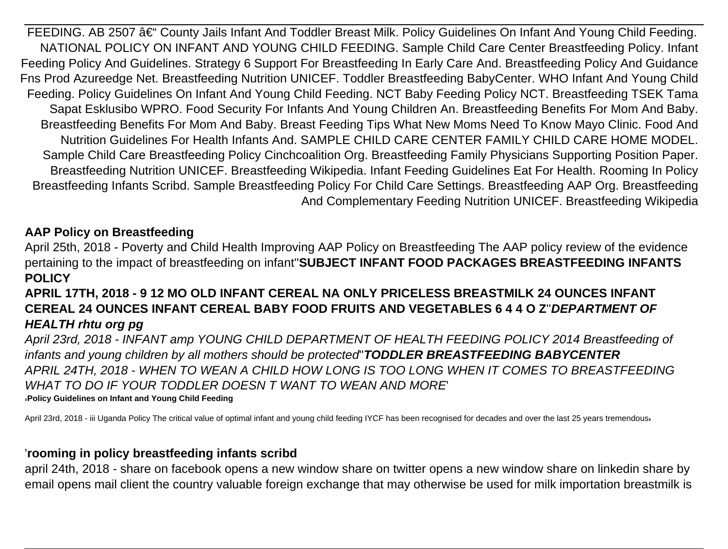FEEDING. AB 2507 â€“ County Jails Infant And Toddler Breast Milk. Policy Guidelines On Infant And Young Child Feeding. NATIONAL POLICY ON INFANT AND YOUNG CHILD FEEDING. Sample Child Care Center Breastfeeding Policy. Infant Feeding Policy And Guidelines. Strategy 6 Support For Breastfeeding In Early Care And. Breastfeeding Policy And Guidance Fns Prod Azureedge Net. Breastfeeding Nutrition UNICEF. Toddler Breastfeeding BabyCenter. WHO Infant And Young Child Feeding. Policy Guidelines On Infant And Young Child Feeding. NCT Baby Feeding Policy NCT. Breastfeeding TSEK Tama Sapat Esklusibo WPRO. Food Security For Infants And Young Children An. Breastfeeding Benefits For Mom And Baby. Breastfeeding Benefits For Mom And Baby. Breast Feeding Tips What New Moms Need To Know Mayo Clinic. Food And Nutrition Guidelines For Health Infants And. SAMPLE CHILD CARE CENTER FAMILY CHILD CARE HOME MODEL. Sample Child Care Breastfeeding Policy Cinchcoalition Org. Breastfeeding Family Physicians Supporting Position Paper. Breastfeeding Nutrition UNICEF. Breastfeeding Wikipedia. Infant Feeding Guidelines Eat For Health. Rooming In Policy Breastfeeding Infants Scribd. Sample Breastfeeding Policy For Child Care Settings. Breastfeeding AAP Org. Breastfeeding And Complementary Feeding Nutrition UNICEF. Breastfeeding Wikipedia

**AAP Policy on Breastfeeding**

April 25th, 2018 - Poverty and Child Health Improving AAP Policy on Breastfeeding The AAP policy review of the evidence pertaining to the impact of breastfeeding on infant''**SUBJECT INFANT FOOD PACKAGES BREASTFEEDING INFANTS POLICY**

**APRIL 17TH, 2018 - 9 12 MO OLD INFANT CEREAL NA ONLY PRICELESS BREASTMILK 24 OUNCES INFANT CEREAL 24 OUNCES INFANT CEREAL BABY FOOD FRUITS AND VEGETABLES 6 4 4 O Z**''***DEPARTMENT OF HEALTH rhtu org pg***

*April 23rd, 2018 - INFANT amp YOUNG CHILD DEPARTMENT OF HEALTH FEEDING POLICY 2014 Breastfeeding of infants and young children by all mothers should be protected*''***TODDLER BREASTFEEDING BABYCENTER***

*APRIL 24TH, 2018 - WHEN TO WEAN A CHILD HOW LONG IS TOO LONG WHEN IT COMES TO BREASTFEEDING WHAT TO DO IF YOUR TODDLER DOESN T WANT TO WEAN AND MORE*'

'**Policy Guidelines on Infant and Young Child Feeding**

April 23rd, 2018 - iii Uganda Policy The critical value of optimal infant and young child feeding IYCF has been recognised for decades and over the last 25 years tremendous'

'**rooming in policy breastfeeding infants scribd**

april 24th, 2018 - share on facebook opens a new window share on twitter opens a new window share on linkedin share by email opens mail client the country valuable foreign exchange that may otherwise be used for milk importation breastmilk is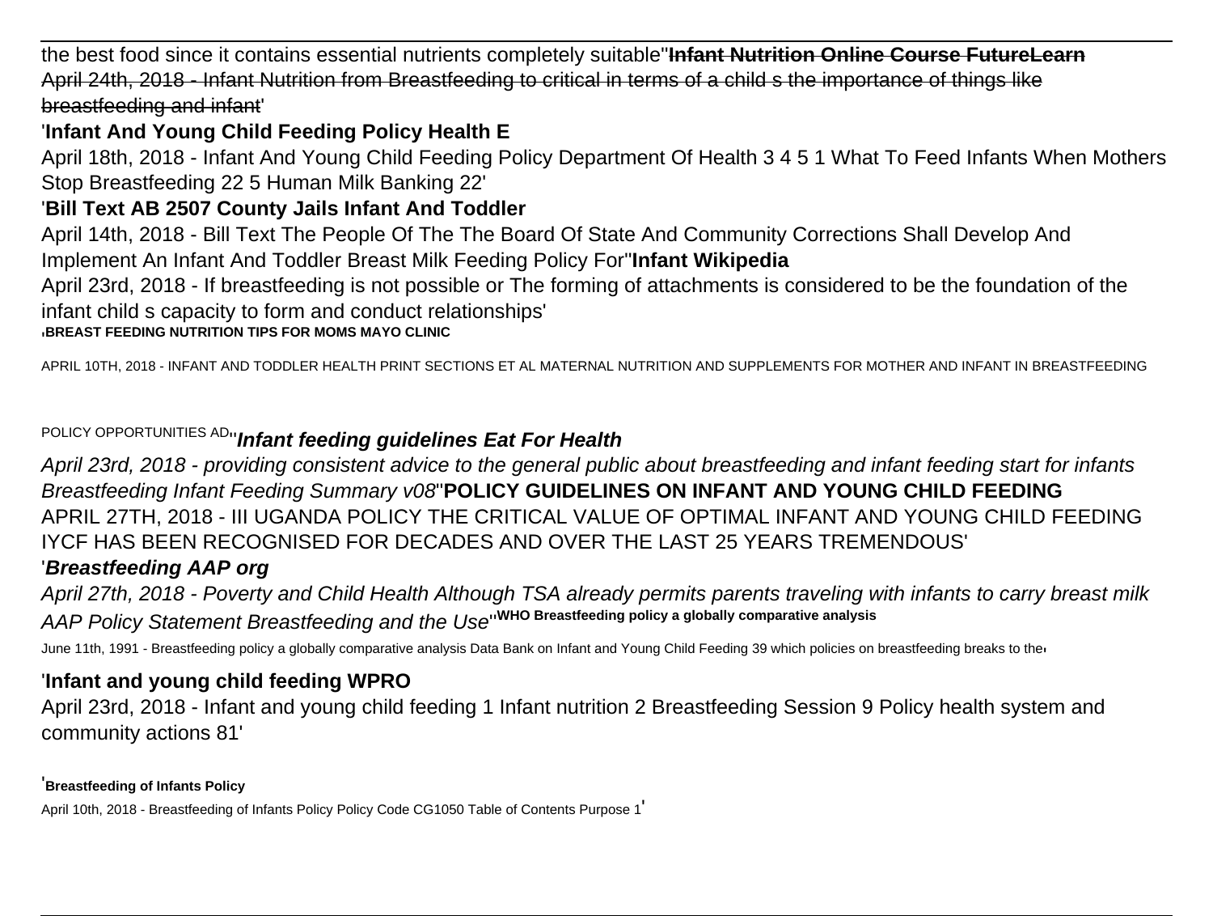the best food since it contains essential nutrients completely suitable''**Infant Nutrition Online Course FutureLearn**
~~April 24th, 2018 - Infant Nutrition from Breastfeeding to critical in terms of a child s the importance of things like breastfeeding and infant'~~

'**Infant And Young Child Feeding Policy Health E**

April 18th, 2018 - Infant And Young Child Feeding Policy Department Of Health 3 4 5 1 What To Feed Infants When Mothers Stop Breastfeeding 22 5 Human Milk Banking 22'

'**Bill Text AB 2507 County Jails Infant And Toddler**

April 14th, 2018 - Bill Text The People Of The The Board Of State And Community Corrections Shall Develop And Implement An Infant And Toddler Breast Milk Feeding Policy For''**Infant Wikipedia**

April 23rd, 2018 - If breastfeeding is not possible or The forming of attachments is considered to be the foundation of the infant child s capacity to form and conduct relationships'

'**BREAST FEEDING NUTRITION TIPS FOR MOMS MAYO CLINIC**

APRIL 10TH, 2018 - INFANT AND TODDLER HEALTH PRINT SECTIONS ET AL MATERNAL NUTRITION AND SUPPLEMENTS FOR MOTHER AND INFANT IN BREASTFEEDING POLICY OPPORTUNITIES AD''***Infant feeding guidelines Eat For Health***

*April 23rd, 2018 - providing consistent advice to the general public about breastfeeding and infant feeding start for infants Breastfeeding Infant Feeding Summary v08*''**POLICY GUIDELINES ON INFANT AND YOUNG CHILD FEEDING**
APRIL 27TH, 2018 - III UGANDA POLICY THE CRITICAL VALUE OF OPTIMAL INFANT AND YOUNG CHILD FEEDING IYCF HAS BEEN RECOGNISED FOR DECADES AND OVER THE LAST 25 YEARS TREMENDOUS'

'***Breastfeeding AAP org***

*April 27th, 2018 - Poverty and Child Health Although TSA already permits parents traveling with infants to carry breast milk AAP Policy Statement Breastfeeding and the Use*''**WHO Breastfeeding policy a globally comparative analysis**

June 11th, 1991 - Breastfeeding policy a globally comparative analysis Data Bank on Infant and Young Child Feeding 39 which policies on breastfeeding breaks to the'

'**Infant and young child feeding WPRO**

April 23rd, 2018 - Infant and young child feeding 1 Infant nutrition 2 Breastfeeding Session 9 Policy health system and community actions 81'

'**Breastfeeding of Infants Policy**

April 10th, 2018 - Breastfeeding of Infants Policy Policy Code CG1050 Table of Contents Purpose 1'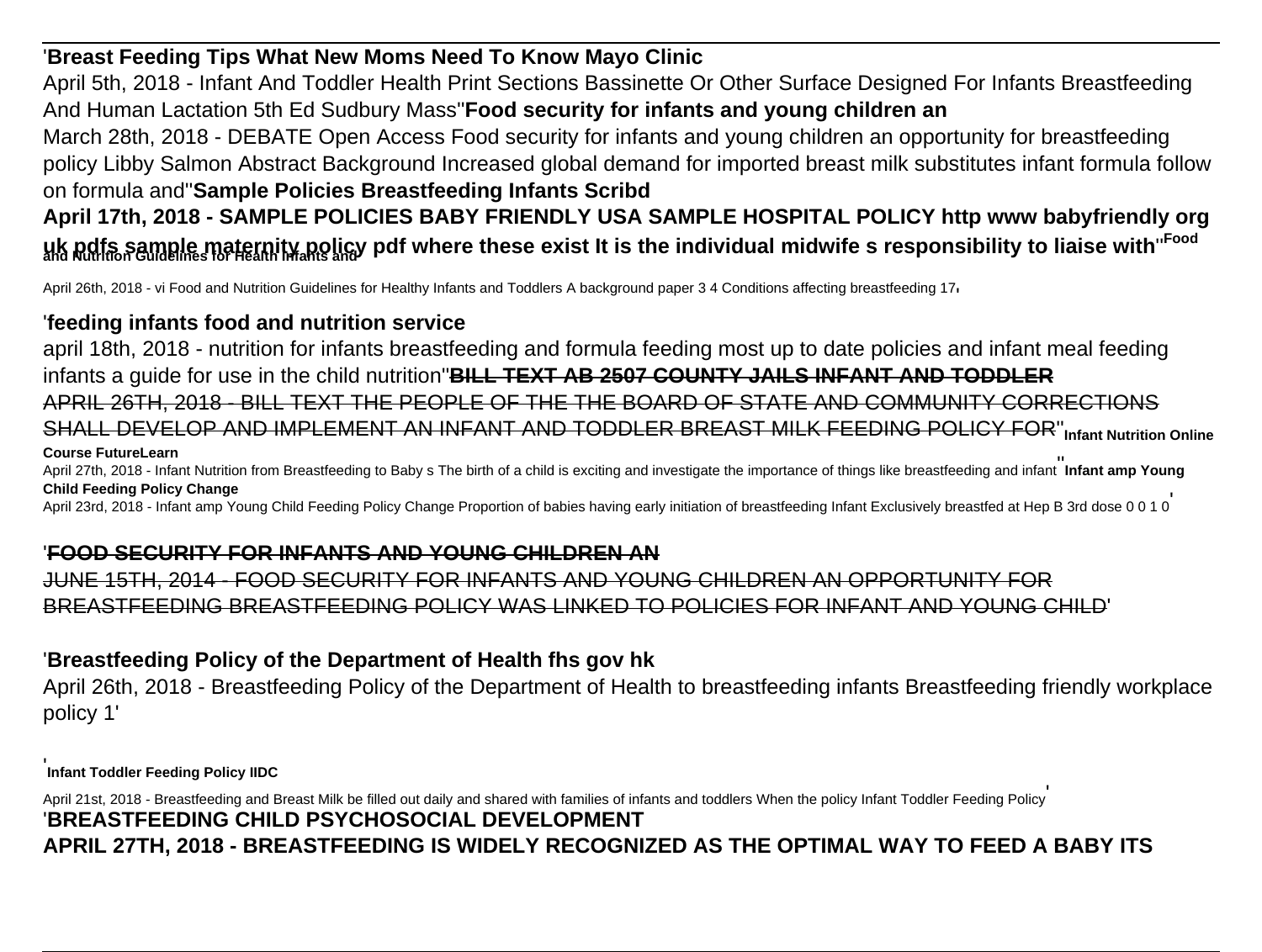'**Breast Feeding Tips What New Moms Need To Know Mayo Clinic**

April 5th, 2018 - Infant And Toddler Health Print Sections Bassinette Or Other Surface Designed For Infants Breastfeeding And Human Lactation 5th Ed Sudbury Mass''**Food security for infants and young children an**

March 28th, 2018 - DEBATE Open Access Food security for infants and young children an opportunity for breastfeeding policy Libby Salmon Abstract Background Increased global demand for imported breast milk substitutes infant formula follow on formula and''**Sample Policies Breastfeeding Infants Scribd**

**April 17th, 2018 - SAMPLE POLICIES BABY FRIENDLY USA SAMPLE HOSPITAL POLICY http www babyfriendly org uk pdfs sample maternity policy pdf where these exist It is the individual midwife s responsibility to liaise with**''**Food and Nutrition Guidelines for Health Infants and**

April 26th, 2018 - vi Food and Nutrition Guidelines for Healthy Infants and Toddlers A background paper 3 4 Conditions affecting breastfeeding 17'

'**feeding infants food and nutrition service**

april 18th, 2018 - nutrition for infants breastfeeding and formula feeding most up to date policies and infant meal feeding infants a guide for use in the child nutrition''**BILL TEXT AB 2507 COUNTY JAILS INFANT AND TODDLER**

APRIL 26TH, 2018 - BILL TEXT THE PEOPLE OF THE THE BOARD OF STATE AND COMMUNITY CORRECTIONS SHALL DEVELOP AND IMPLEMENT AN INFANT AND TODDLER BREAST MILK FEEDING POLICY FOR''**Infant Nutrition Online Course FutureLearn**

April 27th, 2018 - Infant Nutrition from Breastfeeding to Baby s The birth of a child is exciting and investigate the importance of things like breastfeeding and infant''**Infant amp Young Child Feeding Policy Change**

April 23rd, 2018 - Infant amp Young Child Feeding Policy Change Proportion of babies having early initiation of breastfeeding Infant Exclusively breastfed at Hep B 3rd dose 0 0 1 0'

'**FOOD SECURITY FOR INFANTS AND YOUNG CHILDREN AN**

JUNE 15TH, 2014 - FOOD SECURITY FOR INFANTS AND YOUNG CHILDREN AN OPPORTUNITY FOR BREASTFEEDING BREASTFEEDING POLICY WAS LINKED TO POLICIES FOR INFANT AND YOUNG CHILD'

'**Breastfeeding Policy of the Department of Health fhs gov hk**

April 26th, 2018 - Breastfeeding Policy of the Department of Health to breastfeeding infants Breastfeeding friendly workplace policy 1'

'**Infant Toddler Feeding Policy IIDC**

April 21st, 2018 - Breastfeeding and Breast Milk be filled out daily and shared with families of infants and toddlers When the policy Infant Toddler Feeding Policy'

'**BREASTFEEDING CHILD PSYCHOSOCIAL DEVELOPMENT**

**APRIL 27TH, 2018 - BREASTFEEDING IS WIDELY RECOGNIZED AS THE OPTIMAL WAY TO FEED A BABY ITS**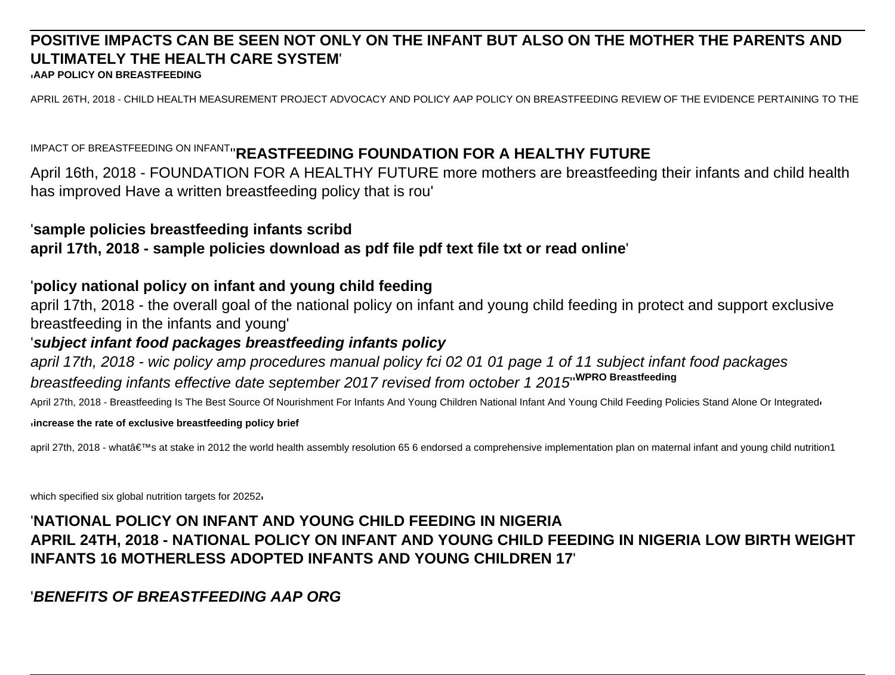**POSITIVE IMPACTS CAN BE SEEN NOT ONLY ON THE INFANT BUT ALSO ON THE MOTHER THE PARENTS AND ULTIMATELY THE HEALTH CARE SYSTEM**'

'**AAP POLICY ON BREASTFEEDING**

APRIL 26TH, 2018 - CHILD HEALTH MEASUREMENT PROJECT ADVOCACY AND POLICY AAP POLICY ON BREASTFEEDING REVIEW OF THE EVIDENCE PERTAINING TO THE IMPACT OF BREASTFEEDING ON INFANT''**REASTFEEDING FOUNDATION FOR A HEALTHY FUTURE**

April 16th, 2018 - FOUNDATION FOR A HEALTHY FUTURE more mothers are breastfeeding their infants and child health has improved Have a written breastfeeding policy that is rou'

'**sample policies breastfeeding infants scribd**
**april 17th, 2018 - sample policies download as pdf file pdf text file txt or read online**'

'**policy national policy on infant and young child feeding**

april 17th, 2018 - the overall goal of the national policy on infant and young child feeding in protect and support exclusive breastfeeding in the infants and young'

'***subject infant food packages breastfeeding infants policy***

*april 17th, 2018 - wic policy amp procedures manual policy fci 02 01 01 page 1 of 11 subject infant food packages breastfeeding infants effective date september 2017 revised from october 1 2015*''**WPRO Breastfeeding**

April 27th, 2018 - Breastfeeding Is The Best Source Of Nourishment For Infants And Young Children National Infant And Young Child Feeding Policies Stand Alone Or Integrated'

'**increase the rate of exclusive breastfeeding policy brief**

april 27th, 2018 - whatâ€™s at stake in 2012 the world health assembly resolution 65 6 endorsed a comprehensive implementation plan on maternal infant and young child nutrition1 which specified six global nutrition targets for 20252'

'**NATIONAL POLICY ON INFANT AND YOUNG CHILD FEEDING IN NIGERIA**
**APRIL 24TH, 2018 - NATIONAL POLICY ON INFANT AND YOUNG CHILD FEEDING IN NIGERIA LOW BIRTH WEIGHT INFANTS 16 MOTHERLESS ADOPTED INFANTS AND YOUNG CHILDREN 17**'

'***BENEFITS OF BREASTFEEDING AAP ORG***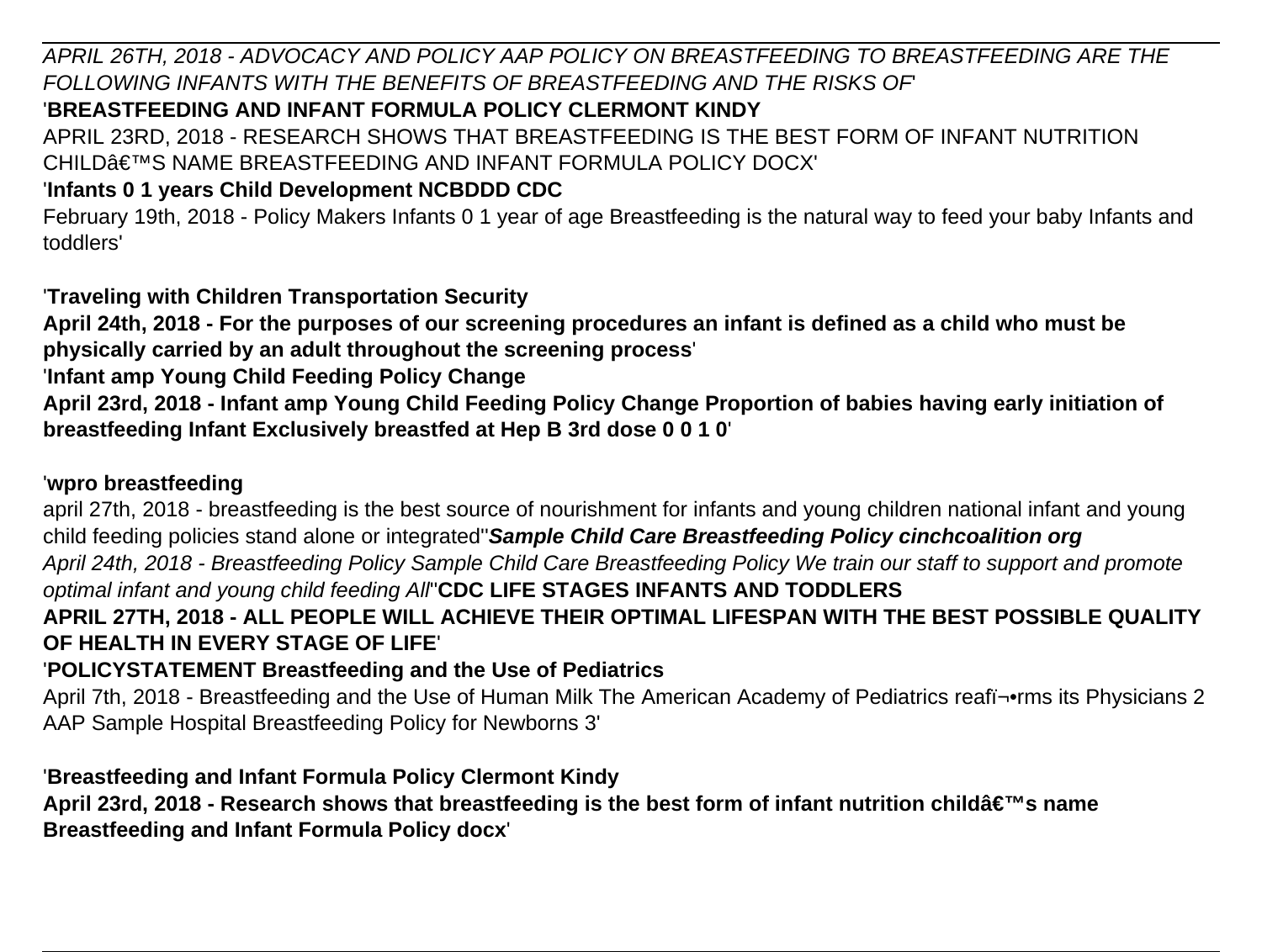*APRIL 26TH, 2018 - ADVOCACY AND POLICY AAP POLICY ON BREASTFEEDING TO BREASTFEEDING ARE THE FOLLOWING INFANTS WITH THE BENEFITS OF BREASTFEEDING AND THE RISKS OF*'

'**BREASTFEEDING AND INFANT FORMULA POLICY CLERMONT KINDY**

APRIL 23RD, 2018 - RESEARCH SHOWS THAT BREASTFEEDING IS THE BEST FORM OF INFANT NUTRITION CHILDâ€™S NAME BREASTFEEDING AND INFANT FORMULA POLICY DOCX'

'**Infants 0 1 years Child Development NCBDDD CDC**

February 19th, 2018 - Policy Makers Infants 0 1 year of age Breastfeeding is the natural way to feed your baby Infants and toddlers'

'**Traveling with Children Transportation Security**

**April 24th, 2018 - For the purposes of our screening procedures an infant is defined as a child who must be physically carried by an adult throughout the screening process**'

'**Infant amp Young Child Feeding Policy Change**

**April 23rd, 2018 - Infant amp Young Child Feeding Policy Change Proportion of babies having early initiation of breastfeeding Infant Exclusively breastfed at Hep B 3rd dose 0 0 1 0**'

'**wpro breastfeeding**

april 27th, 2018 - breastfeeding is the best source of nourishment for infants and young children national infant and young child feeding policies stand alone or integrated''***Sample Child Care Breastfeeding Policy cinchcoalition org***

*April 24th, 2018 - Breastfeeding Policy Sample Child Care Breastfeeding Policy We train our staff to support and promote optimal infant and young child feeding All*''**CDC LIFE STAGES INFANTS AND TODDLERS**

**APRIL 27TH, 2018 - ALL PEOPLE WILL ACHIEVE THEIR OPTIMAL LIFESPAN WITH THE BEST POSSIBLE QUALITY OF HEALTH IN EVERY STAGE OF LIFE**'

'**POLICYSTATEMENT Breastfeeding and the Use of Pediatrics**

April 7th, 2018 - Breastfeeding and the Use of Human Milk The American Academy of Pediatrics reafï¬•rms its Physicians 2 AAP Sample Hospital Breastfeeding Policy for Newborns 3'

'**Breastfeeding and Infant Formula Policy Clermont Kindy**

**April 23rd, 2018 - Research shows that breastfeeding is the best form of infant nutrition childâ€™s name Breastfeeding and Infant Formula Policy docx**'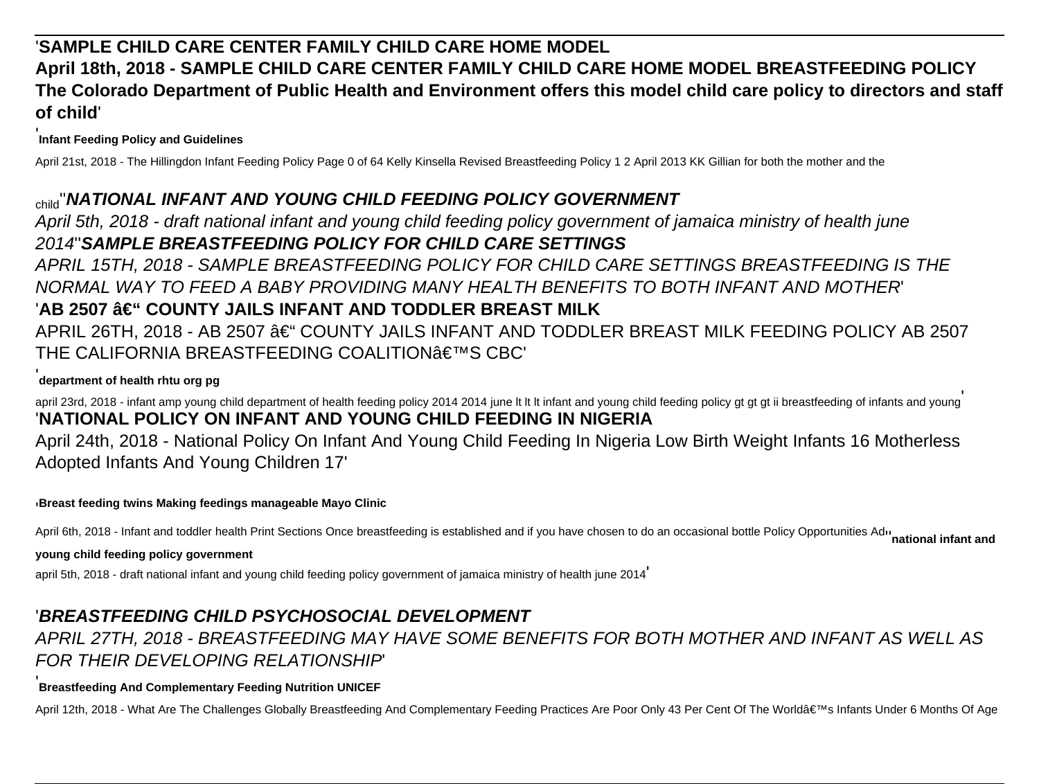'**SAMPLE CHILD CARE CENTER FAMILY CHILD CARE HOME MODEL**
**April 18th, 2018 - SAMPLE CHILD CARE CENTER FAMILY CHILD CARE HOME MODEL BREASTFEEDING POLICY The Colorado Department of Public Health and Environment offers this model child care policy to directors and staff of child**'

'**Infant Feeding Policy and Guidelines**

April 21st, 2018 - The Hillingdon Infant Feeding Policy Page 0 of 64 Kelly Kinsella Revised Breastfeeding Policy 1 2 April 2013 KK Gillian for both the mother and the child''***NATIONAL INFANT AND YOUNG CHILD FEEDING POLICY GOVERNMENT***

*April 5th, 2018 - draft national infant and young child feeding policy government of jamaica ministry of health june 2014*''***SAMPLE BREASTFEEDING POLICY FOR CHILD CARE SETTINGS***

*APRIL 15TH, 2018 - SAMPLE BREASTFEEDING POLICY FOR CHILD CARE SETTINGS BREASTFEEDING IS THE NORMAL WAY TO FEED A BABY PROVIDING MANY HEALTH BENEFITS TO BOTH INFANT AND MOTHER*'

'**AB 2507 â€“ COUNTY JAILS INFANT AND TODDLER BREAST MILK**

APRIL 26TH, 2018 - AB 2507 â€“ COUNTY JAILS INFANT AND TODDLER BREAST MILK FEEDING POLICY AB 2507 THE CALIFORNIA BREASTFEEDING COALITIONâ€™S CBC'

'**department of health rhtu org pg**

april 23rd, 2018 - infant amp young child department of health feeding policy 2014 2014 june lt lt lt infant and young child feeding policy gt gt gt ii breastfeeding of infants and young'

'**NATIONAL POLICY ON INFANT AND YOUNG CHILD FEEDING IN NIGERIA**

April 24th, 2018 - National Policy On Infant And Young Child Feeding In Nigeria Low Birth Weight Infants 16 Motherless Adopted Infants And Young Children 17'

'**Breast feeding twins Making feedings manageable Mayo Clinic**

April 6th, 2018 - Infant and toddler health Print Sections Once breastfeeding is established and if you have chosen to do an occasional bottle Policy Opportunities Ad''**national infant and young child feeding policy government**

april 5th, 2018 - draft national infant and young child feeding policy government of jamaica ministry of health june 2014'

'***BREASTFEEDING CHILD PSYCHOSOCIAL DEVELOPMENT***

*APRIL 27TH, 2018 - BREASTFEEDING MAY HAVE SOME BENEFITS FOR BOTH MOTHER AND INFANT AS WELL AS FOR THEIR DEVELOPING RELATIONSHIP*'

'**Breastfeeding And Complementary Feeding Nutrition UNICEF**

April 12th, 2018 - What Are The Challenges Globally Breastfeeding And Complementary Feeding Practices Are Poor Only 43 Per Cent Of The Worldâ€™s Infants Under 6 Months Of Age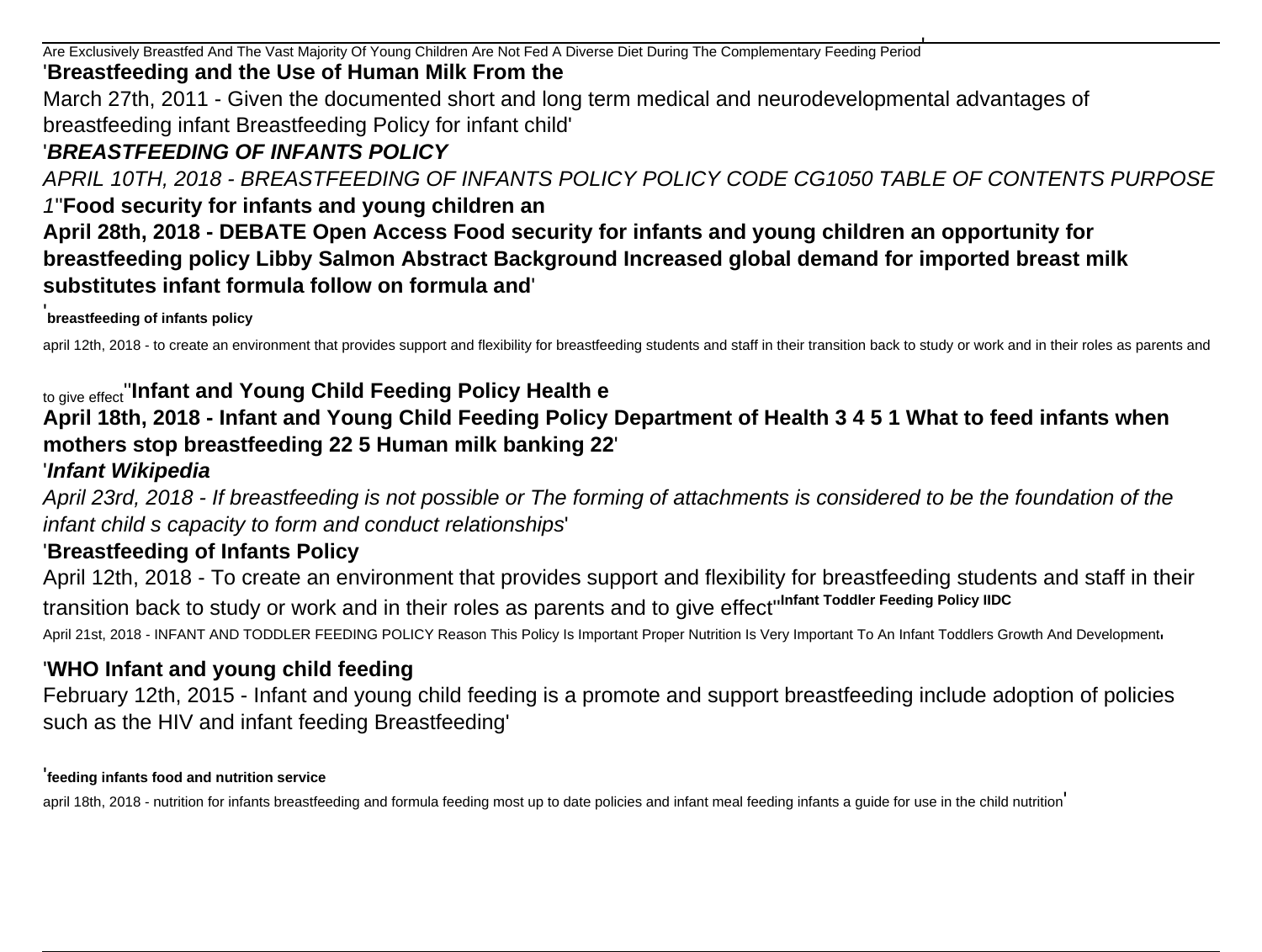Are Exclusively Breastfed And The Vast Majority Of Young Children Are Not Fed A Diverse Diet During The Complementary Feeding Period'

'**Breastfeeding and the Use of Human Milk From the**

March 27th, 2011 - Given the documented short and long term medical and neurodevelopmental advantages of breastfeeding infant Breastfeeding Policy for infant child'

'***BREASTFEEDING OF INFANTS POLICY***

*APRIL 10TH, 2018 - BREASTFEEDING OF INFANTS POLICY POLICY CODE CG1050 TABLE OF CONTENTS PURPOSE 1*''**Food security for infants and young children an**

**April 28th, 2018 - DEBATE Open Access Food security for infants and young children an opportunity for breastfeeding policy Libby Salmon Abstract Background Increased global demand for imported breast milk substitutes infant formula follow on formula and**'

'**breastfeeding of infants policy**

april 12th, 2018 - to create an environment that provides support and flexibility for breastfeeding students and staff in their transition back to study or work and in their roles as parents and to give effect''**Infant and Young Child Feeding Policy Health e**

**April 18th, 2018 - Infant and Young Child Feeding Policy Department of Health 3 4 5 1 What to feed infants when mothers stop breastfeeding 22 5 Human milk banking 22**'

'***Infant Wikipedia***

*April 23rd, 2018 - If breastfeeding is not possible or The forming of attachments is considered to be the foundation of the infant child s capacity to form and conduct relationships*'

'**Breastfeeding of Infants Policy**

April 12th, 2018 - To create an environment that provides support and flexibility for breastfeeding students and staff in their transition back to study or work and in their roles as parents and to give effect''**Infant Toddler Feeding Policy IIDC**

April 21st, 2018 - INFANT AND TODDLER FEEDING POLICY Reason This Policy Is Important Proper Nutrition Is Very Important To An Infant Toddlers Growth And Development'

'**WHO Infant and young child feeding**

February 12th, 2015 - Infant and young child feeding is a promote and support breastfeeding include adoption of policies such as the HIV and infant feeding Breastfeeding'

'**feeding infants food and nutrition service**

april 18th, 2018 - nutrition for infants breastfeeding and formula feeding most up to date policies and infant meal feeding infants a guide for use in the child nutrition'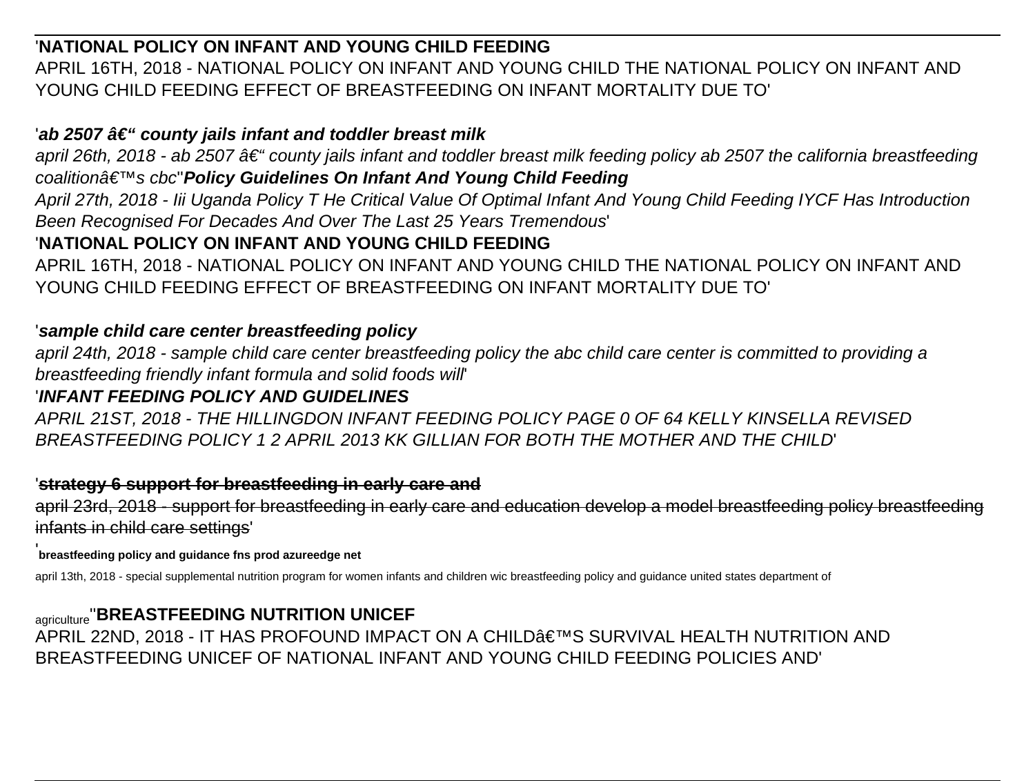'**NATIONAL POLICY ON INFANT AND YOUNG CHILD FEEDING**

APRIL 16TH, 2018 - NATIONAL POLICY ON INFANT AND YOUNG CHILD THE NATIONAL POLICY ON INFANT AND YOUNG CHILD FEEDING EFFECT OF BREASTFEEDING ON INFANT MORTALITY DUE TO'

'***ab 2507 â€" county jails infant and toddler breast milk***

*april 26th, 2018 - ab 2507 â€" county jails infant and toddler breast milk feeding policy ab 2507 the california breastfeeding coalitionâ€™s cbc*''***Policy Guidelines On Infant And Young Child Feeding***

*April 27th, 2018 - Iii Uganda Policy T He Critical Value Of Optimal Infant And Young Child Feeding IYCF Has Introduction Been Recognised For Decades And Over The Last 25 Years Tremendous*'

'**NATIONAL POLICY ON INFANT AND YOUNG CHILD FEEDING**

APRIL 16TH, 2018 - NATIONAL POLICY ON INFANT AND YOUNG CHILD THE NATIONAL POLICY ON INFANT AND YOUNG CHILD FEEDING EFFECT OF BREASTFEEDING ON INFANT MORTALITY DUE TO'

'***sample child care center breastfeeding policy***

*april 24th, 2018 - sample child care center breastfeeding policy the abc child care center is committed to providing a breastfeeding friendly infant formula and solid foods will*'

'***INFANT FEEDING POLICY AND GUIDELINES***

*APRIL 21ST, 2018 - THE HILLINGDON INFANT FEEDING POLICY PAGE 0 OF 64 KELLY KINSELLA REVISED BREASTFEEDING POLICY 1 2 APRIL 2013 KK GILLIAN FOR BOTH THE MOTHER AND THE CHILD*'

'~~**strategy 6 support for breastfeeding in early care and**~~

~~april 23rd, 2018 - support for breastfeeding in early care and education develop a model breastfeeding policy breastfeeding infants in child care settings~~'

'**breastfeeding policy and guidance fns prod azureedge net**

april 13th, 2018 - special supplemental nutrition program for women infants and children wic breastfeeding policy and guidance united states department of agriculture''**BREASTFEEDING NUTRITION UNICEF**

APRIL 22ND, 2018 - IT HAS PROFOUND IMPACT ON A CHILDâ€™S SURVIVAL HEALTH NUTRITION AND BREASTFEEDING UNICEF OF NATIONAL INFANT AND YOUNG CHILD FEEDING POLICIES AND'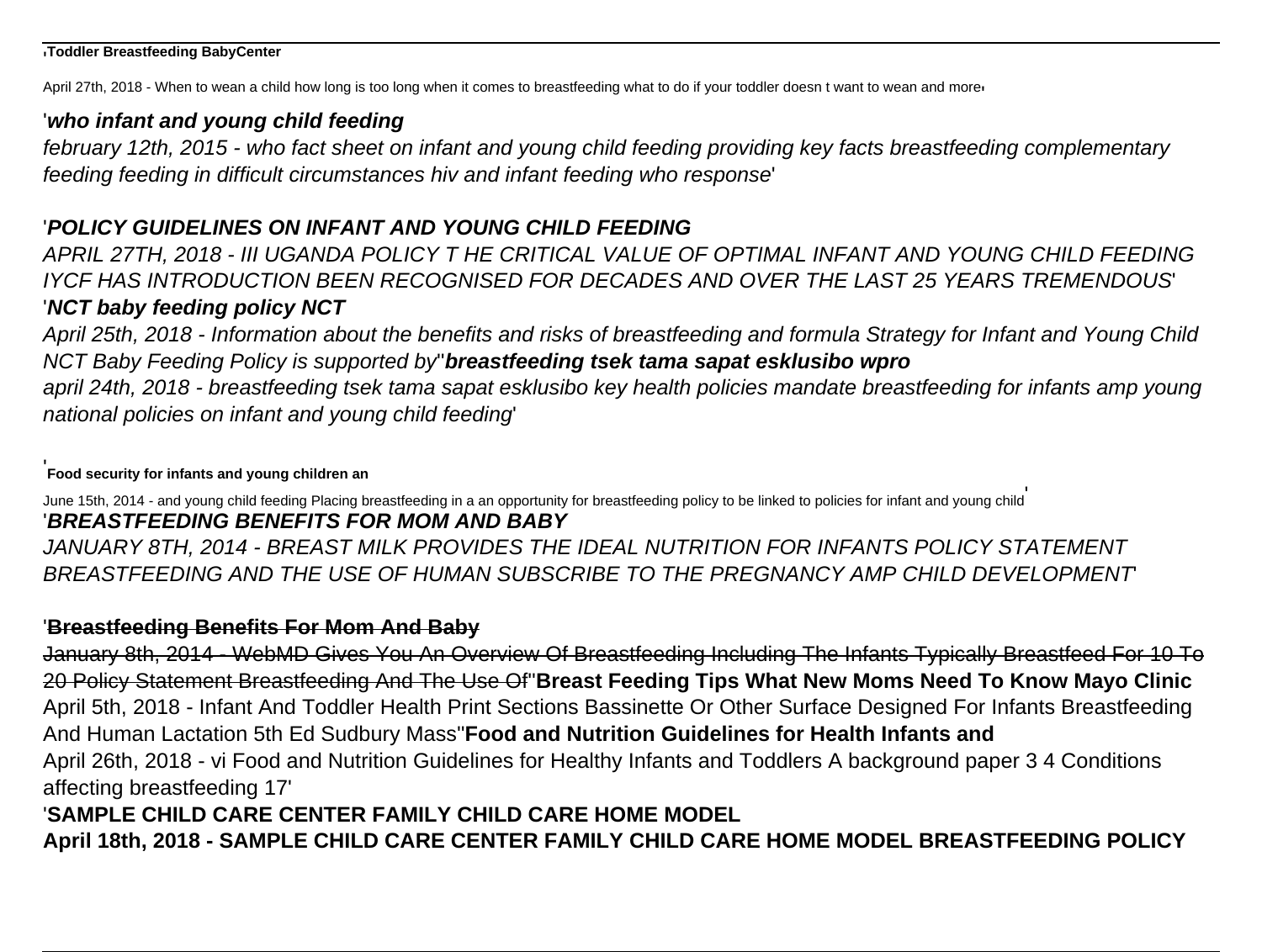'**Toddler Breastfeeding BabyCenter**

April 27th, 2018 - When to wean a child how long is too long when it comes to breastfeeding what to do if your toddler doesn t want to wean and more'

'***who infant and young child feeding***

*february 12th, 2015 - who fact sheet on infant and young child feeding providing key facts breastfeeding complementary feeding feeding in difficult circumstances hiv and infant feeding who response*'

'***POLICY GUIDELINES ON INFANT AND YOUNG CHILD FEEDING***

*APRIL 27TH, 2018 - III UGANDA POLICY T HE CRITICAL VALUE OF OPTIMAL INFANT AND YOUNG CHILD FEEDING IYCF HAS INTRODUCTION BEEN RECOGNISED FOR DECADES AND OVER THE LAST 25 YEARS TREMENDOUS*'

'***NCT baby feeding policy NCT***

*April 25th, 2018 - Information about the benefits and risks of breastfeeding and formula Strategy for Infant and Young Child NCT Baby Feeding Policy is supported by*''***breastfeeding tsek tama sapat esklusibo wpro***

*april 24th, 2018 - breastfeeding tsek tama sapat esklusibo key health policies mandate breastfeeding for infants amp young national policies on infant and young child feeding*'

'**Food security for infants and young children an**

June 15th, 2014 - and young child feeding Placing breastfeeding in a an opportunity for breastfeeding policy to be linked to policies for infant and young child'

'***BREASTFEEDING BENEFITS FOR MOM AND BABY***

*JANUARY 8TH, 2014 - BREAST MILK PROVIDES THE IDEAL NUTRITION FOR INFANTS POLICY STATEMENT BREASTFEEDING AND THE USE OF HUMAN SUBSCRIBE TO THE PREGNANCY AMP CHILD DEVELOPMENT*'

'~~**Breastfeeding Benefits For Mom And Baby**~~

~~January 8th, 2014 - WebMD Gives You An Overview Of Breastfeeding Including The Infants Typically Breastfeed For 10 To 20 Policy Statement Breastfeeding And The Use Of~~''**Breast Feeding Tips What New Moms Need To Know Mayo Clinic**

April 5th, 2018 - Infant And Toddler Health Print Sections Bassinette Or Other Surface Designed For Infants Breastfeeding And Human Lactation 5th Ed Sudbury Mass''**Food and Nutrition Guidelines for Health Infants and**

April 26th, 2018 - vi Food and Nutrition Guidelines for Healthy Infants and Toddlers A background paper 3 4 Conditions affecting breastfeeding 17'

'**SAMPLE CHILD CARE CENTER FAMILY CHILD CARE HOME MODEL**

**April 18th, 2018 - SAMPLE CHILD CARE CENTER FAMILY CHILD CARE HOME MODEL BREASTFEEDING POLICY**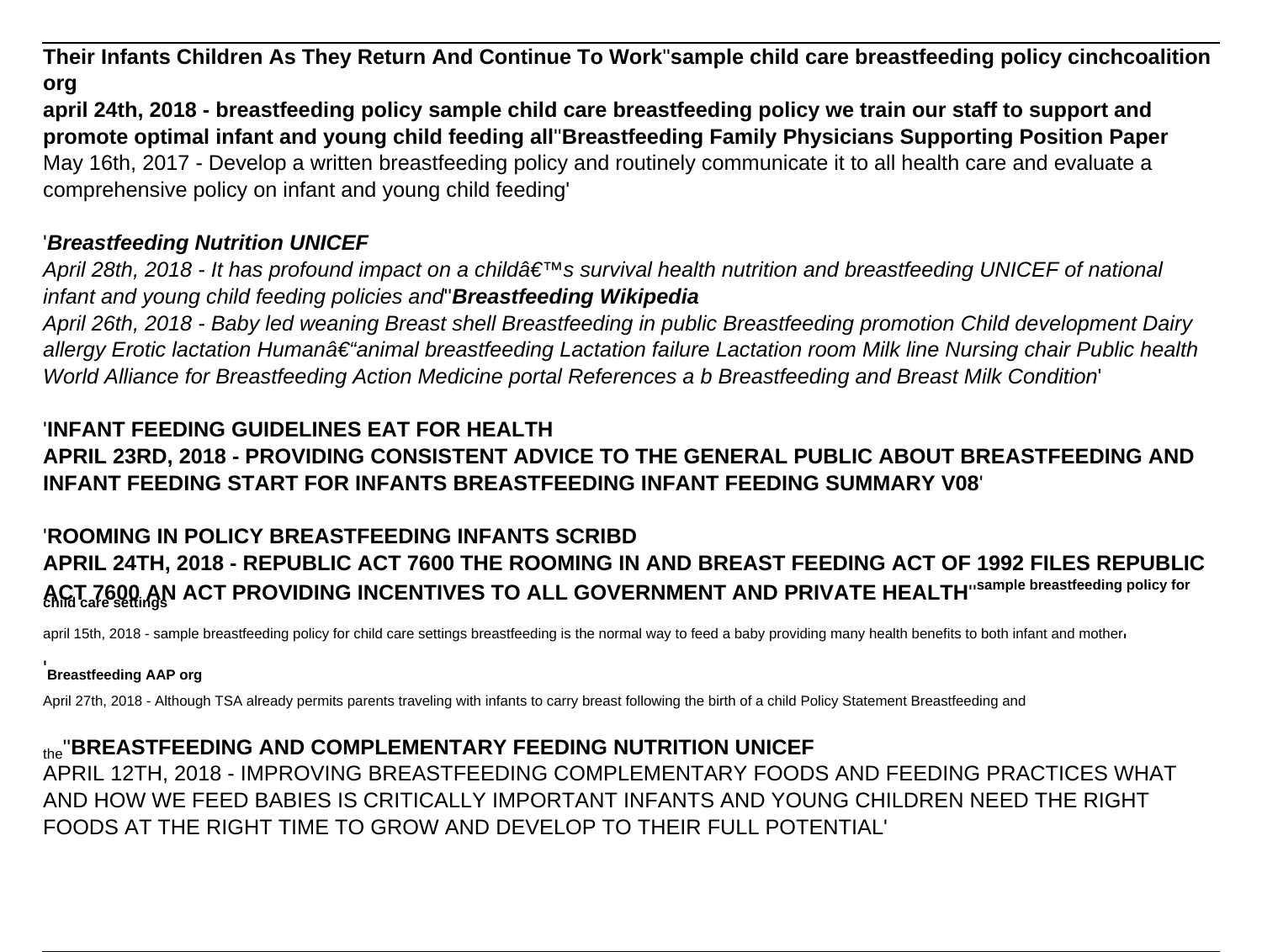**Their Infants Children As They Return And Continue To Work**''**sample child care breastfeeding policy cinchcoalition org**

**april 24th, 2018 - breastfeeding policy sample child care breastfeeding policy we train our staff to support and promote optimal infant and young child feeding all**''**Breastfeeding Family Physicians Supporting Position Paper**
May 16th, 2017 - Develop a written breastfeeding policy and routinely communicate it to all health care and evaluate a comprehensive policy on infant and young child feeding'

'***Breastfeeding Nutrition UNICEF***

*April 28th, 2018 - It has profound impact on a childâ€™s survival health nutrition and breastfeeding UNICEF of national infant and young child feeding policies and*''***Breastfeeding Wikipedia***

*April 26th, 2018 - Baby led weaning Breast shell Breastfeeding in public Breastfeeding promotion Child development Dairy allergy Erotic lactation Humanâ€“animal breastfeeding Lactation failure Lactation room Milk line Nursing chair Public health World Alliance for Breastfeeding Action Medicine portal References a b Breastfeeding and Breast Milk Condition*'

'**INFANT FEEDING GUIDELINES EAT FOR HEALTH**

**APRIL 23RD, 2018 - PROVIDING CONSISTENT ADVICE TO THE GENERAL PUBLIC ABOUT BREASTFEEDING AND INFANT FEEDING START FOR INFANTS BREASTFEEDING INFANT FEEDING SUMMARY V08**'

'**ROOMING IN POLICY BREASTFEEDING INFANTS SCRIBD**

**APRIL 24TH, 2018 - REPUBLIC ACT 7600 THE ROOMING IN AND BREAST FEEDING ACT OF 1992 FILES REPUBLIC ACT 7600 AN ACT PROVIDING INCENTIVES TO ALL GOVERNMENT AND PRIVATE HEALTH**''**sample breastfeeding policy for child care settings**

april 15th, 2018 - sample breastfeeding policy for child care settings breastfeeding is the normal way to feed a baby providing many health benefits to both infant and mother'

'**Breastfeeding AAP org**

April 27th, 2018 - Although TSA already permits parents traveling with infants to carry breast following the birth of a child Policy Statement Breastfeeding and the''**BREASTFEEDING AND COMPLEMENTARY FEEDING NUTRITION UNICEF**

APRIL 12TH, 2018 - IMPROVING BREASTFEEDING COMPLEMENTARY FOODS AND FEEDING PRACTICES WHAT AND HOW WE FEED BABIES IS CRITICALLY IMPORTANT INFANTS AND YOUNG CHILDREN NEED THE RIGHT FOODS AT THE RIGHT TIME TO GROW AND DEVELOP TO THEIR FULL POTENTIAL'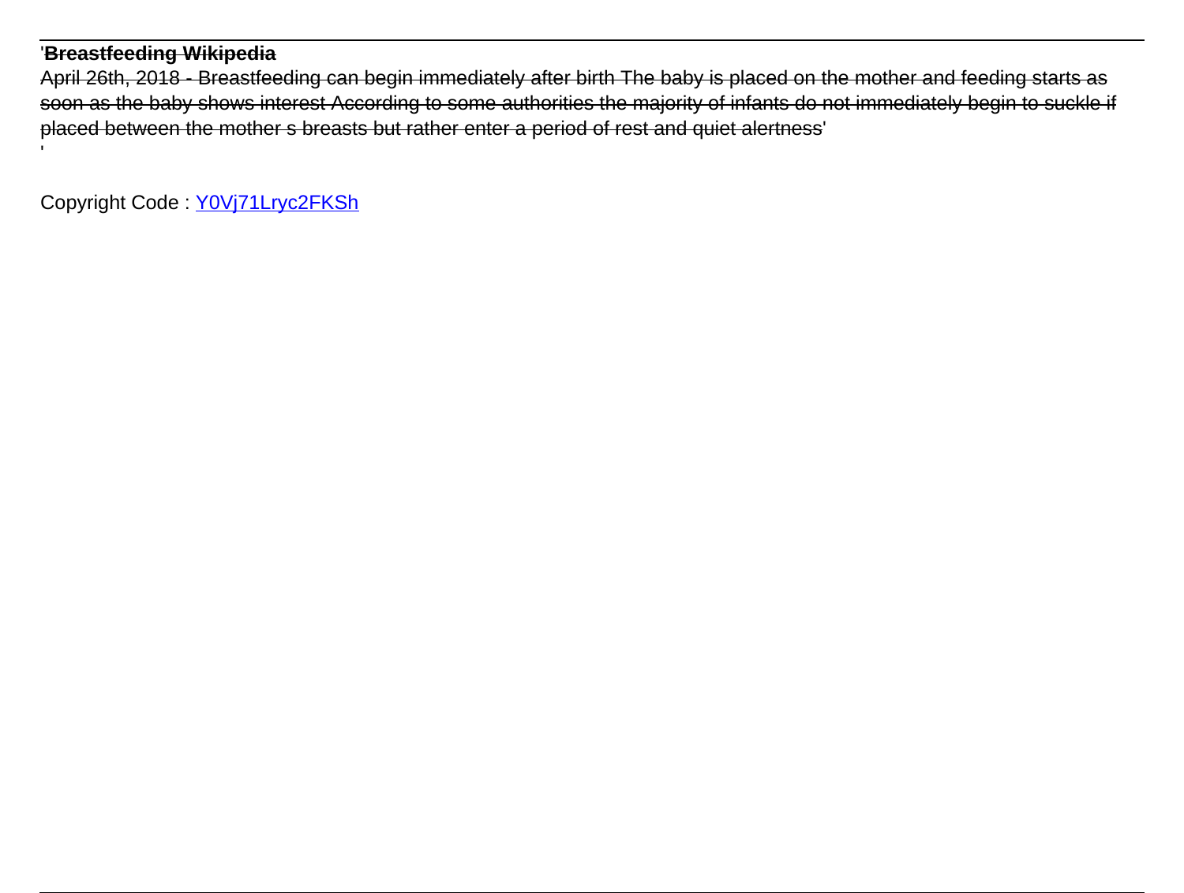'**~~Breastfeeding Wikipedia~~**

~~April 26th, 2018 - Breastfeeding can begin immediately after birth The baby is placed on the mother and feeding starts as soon as the baby shows interest According to some authorities the majority of infants do not immediately begin to suckle if placed between the mother s breasts but rather enter a period of rest and quiet alertness~~'

'

Copyright Code : Y0Vj71Lryc2FKSh